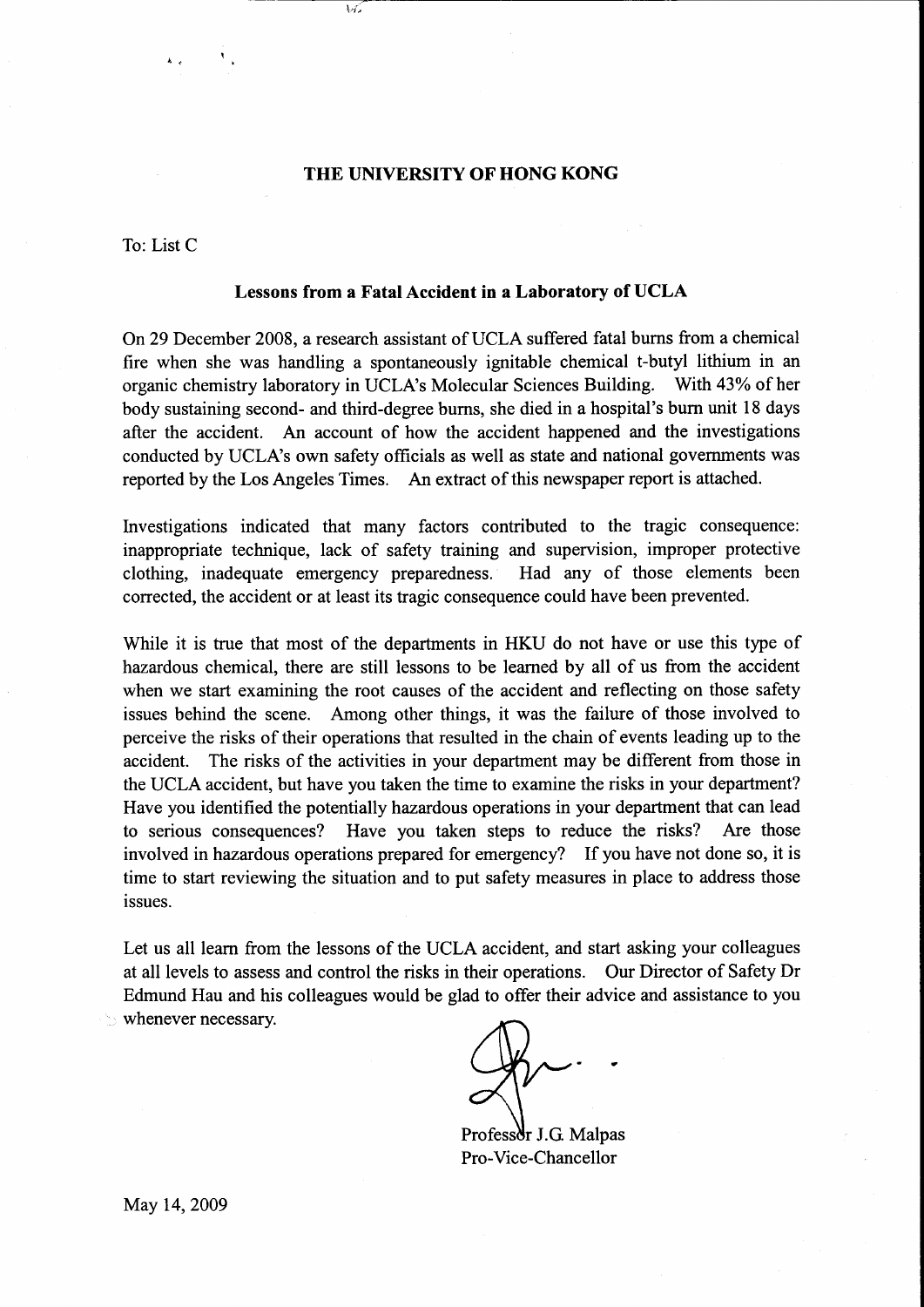**THE UNIVERSITY OF HONG KONG**

To: List C

**Lessons from a Fatal Accident in a Laboratory of UCLA**

On 29 December 2008, a research assistant of UCLA suffered fatal burns from a chemical fire when she was handling a spontaneously ignitable chemical t-butyl lithium in an organic chemistry laboratory in UCLA's Molecular Sciences Building. With 43% of her body sustaining second- and third-degree burns, she died in a hospital's burn unit 18 days after the accident. An account of how the accident happened and the investigations conducted by UCLA's own safety officials as well as state and national governments was reported by the Los Angeles Times. An extract of this newspaper report is attached.

Investigations indicated that many factors contributed to the tragic consequence: inappropriate technique, lack of safety training and supervision, improper protective clothing, inadequate emergency preparedness. Had any of those elements been corrected, the accident or at least its tragic consequence could have been prevented.

While it is true that most of the departments in HKU do not have or use this type of hazardous chemical, there are still lessons to be learned by all of us from the accident when we start examining the root causes of the accident and reflecting on those safety issues behind the scene. Among other things, it was the failure of those involved to perceive the risks of their operations that resulted in the chain of events leading up to the accident. The risks of the activities in your department may be different from those in the UCLA accident, but have you taken the time to examine the risks in your department? Have you identified the potentially hazardous operations in your department that can lead to serious consequences? Have you taken steps to reduce the risks? Are those involved in hazardous operations prepared for emergency? If you have not done so, it is time to start reviewing the situation and to put safety measures in place to address those issues.

Let us all learn from the lessons of the UCLA accident, and start asking your colleagues at all levels to assess and control the risks in their operations. Our Director of Safety Dr Edmund Hau and his colleagues would be glad to offer their advice and assistance to you whenever necessary.

Professor J.G. Malpas
Pro-Vice-Chancellor

May 14, 2009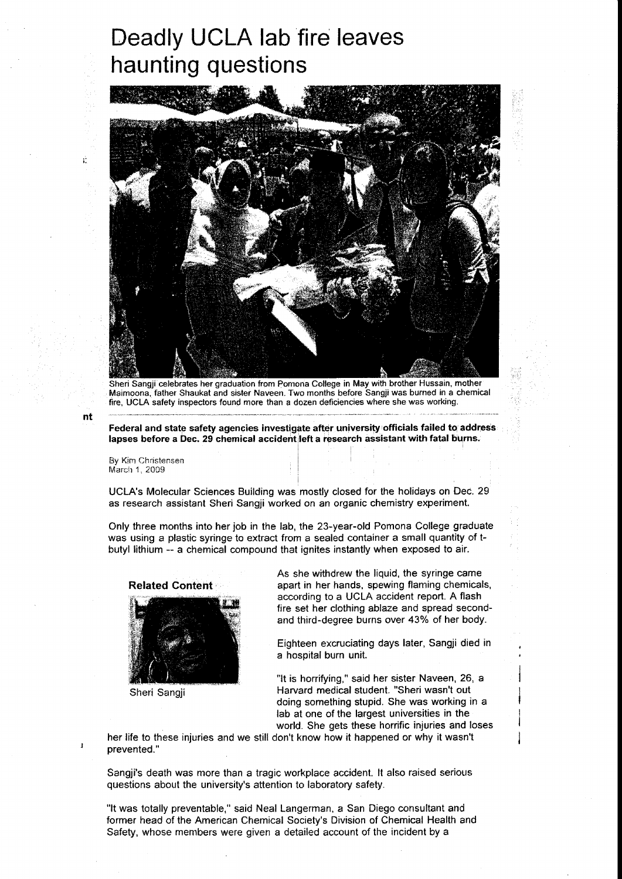# Deadly UCLA lab fire leaves haunting questions

Sheri Sangji celebrates her graduation from Pomona College in May with brother Hussain, mother Maimoona, father Shaukat and sister Naveen. Two months before Sangji was burned in a chemical fire, UCLA safety inspectors found more than a dozen deficiencies where she was working.

**Federal and state safety agencies investigate after university officials failed to address lapses before a Dec. 29 chemical accident left a research assistant with fatal burns.**

By Kim Christensen
March 1, 2009

UCLA's Molecular Sciences Building was mostly closed for the holidays on Dec. 29 as research assistant Sheri Sangji worked on an organic chemistry experiment.

Only three months into her job in the lab, the 23-year-old Pomona College graduate was using a plastic syringe to extract from a sealed container a small quantity of t-butyl lithium -- a chemical compound that ignites instantly when exposed to air.

**Related Content**

Sheri Sangji

As she withdrew the liquid, the syringe came apart in her hands, spewing flaming chemicals, according to a UCLA accident report. A flash fire set her clothing ablaze and spread second- and third-degree burns over 43% of her body.

Eighteen excruciating days later, Sangji died in a hospital burn unit.

"It is horrifying," said her sister Naveen, 26, a Harvard medical student. "Sheri wasn't out doing something stupid. She was working in a lab at one of the largest universities in the world. She gets these horrific injuries and loses her life to these injuries and we still don't know how it happened or why it wasn't prevented."

Sangji's death was more than a tragic workplace accident. It also raised serious questions about the university's attention to laboratory safety.

"It was totally preventable," said Neal Langerman, a San Diego consultant and former head of the American Chemical Society's Division of Chemical Health and Safety, whose members were given a detailed account of the incident by a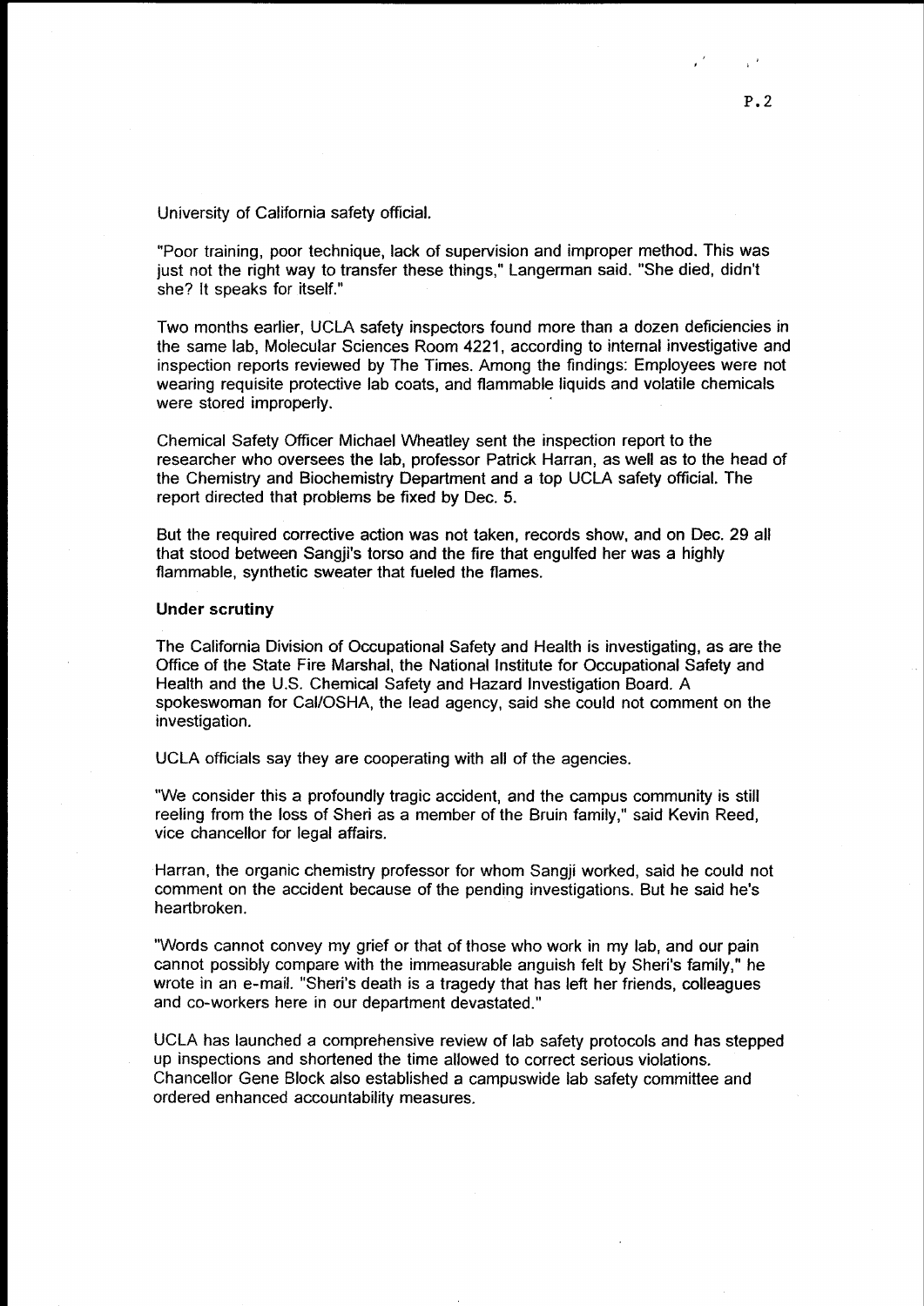University of California safety official.

"Poor training, poor technique, lack of supervision and improper method. This was just not the right way to transfer these things," Langerman said. "She died, didn't she? It speaks for itself."

Two months earlier, UCLA safety inspectors found more than a dozen deficiencies in the same lab, Molecular Sciences Room 4221, according to internal investigative and inspection reports reviewed by The Times. Among the findings: Employees were not wearing requisite protective lab coats, and flammable liquids and volatile chemicals were stored improperly.

Chemical Safety Officer Michael Wheatley sent the inspection report to the researcher who oversees the lab, professor Patrick Harran, as well as to the head of the Chemistry and Biochemistry Department and a top UCLA safety official. The report directed that problems be fixed by Dec. 5.

But the required corrective action was not taken, records show, and on Dec. 29 all that stood between Sangji's torso and the fire that engulfed her was a highly flammable, synthetic sweater that fueled the flames.

**Under scrutiny**

The California Division of Occupational Safety and Health is investigating, as are the Office of the State Fire Marshal, the National Institute for Occupational Safety and Health and the U.S. Chemical Safety and Hazard Investigation Board. A spokeswoman for Cal/OSHA, the lead agency, said she could not comment on the investigation.

UCLA officials say they are cooperating with all of the agencies.

"We consider this a profoundly tragic accident, and the campus community is still reeling from the loss of Sheri as a member of the Bruin family," said Kevin Reed, vice chancellor for legal affairs.

Harran, the organic chemistry professor for whom Sangji worked, said he could not comment on the accident because of the pending investigations. But he said he's heartbroken.

"Words cannot convey my grief or that of those who work in my lab, and our pain cannot possibly compare with the immeasurable anguish felt by Sheri's family," he wrote in an e-mail. "Sheri's death is a tragedy that has left her friends, colleagues and co-workers here in our department devastated."

UCLA has launched a comprehensive review of lab safety protocols and has stepped up inspections and shortened the time allowed to correct serious violations. Chancellor Gene Block also established a campuswide lab safety committee and ordered enhanced accountability measures.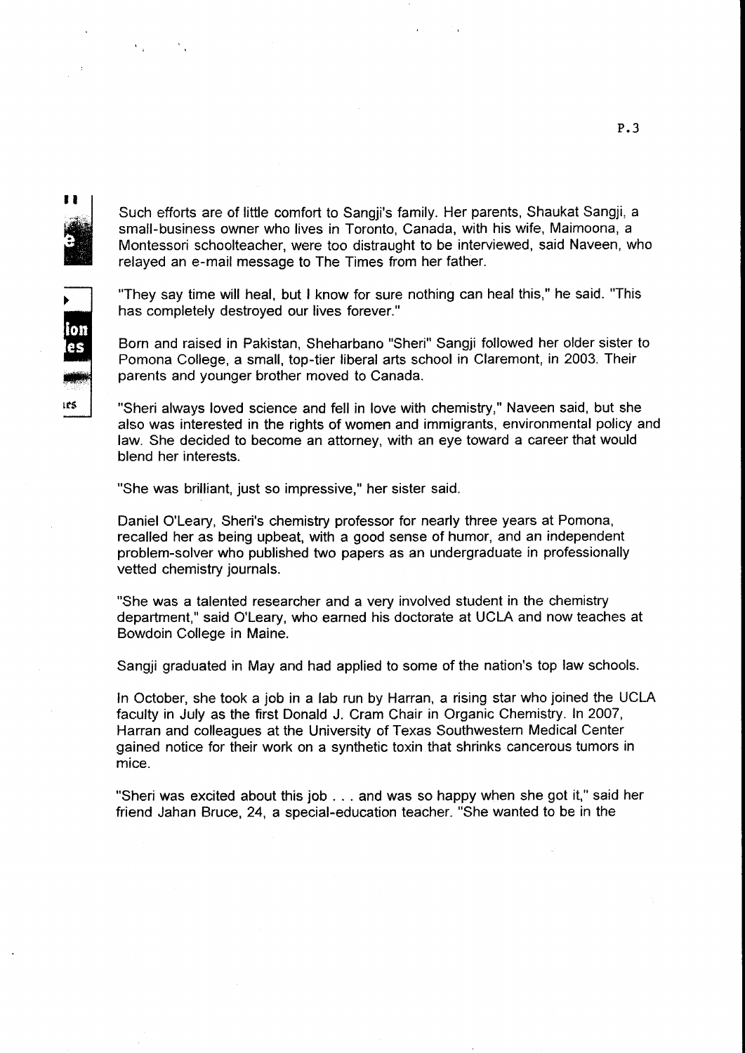Such efforts are of little comfort to Sangji's family. Her parents, Shaukat Sangji, a small-business owner who lives in Toronto, Canada, with his wife, Maimoona, a Montessori schoolteacher, were too distraught to be interviewed, said Naveen, who relayed an e-mail message to The Times from her father.

"They say time will heal, but I know for sure nothing can heal this," he said. "This has completely destroyed our lives forever."

Born and raised in Pakistan, Sheharbano "Sheri" Sangji followed her older sister to Pomona College, a small, top-tier liberal arts school in Claremont, in 2003. Their parents and younger brother moved to Canada.

"Sheri always loved science and fell in love with chemistry," Naveen said, but she also was interested in the rights of women and immigrants, environmental policy and law. She decided to become an attorney, with an eye toward a career that would blend her interests.

"She was brilliant, just so impressive," her sister said.

Daniel O'Leary, Sheri's chemistry professor for nearly three years at Pomona, recalled her as being upbeat, with a good sense of humor, and an independent problem-solver who published two papers as an undergraduate in professionally vetted chemistry journals.

"She was a talented researcher and a very involved student in the chemistry department," said O'Leary, who earned his doctorate at UCLA and now teaches at Bowdoin College in Maine.

Sangji graduated in May and had applied to some of the nation's top law schools.

In October, she took a job in a lab run by Harran, a rising star who joined the UCLA faculty in July as the first Donald J. Cram Chair in Organic Chemistry. In 2007, Harran and colleagues at the University of Texas Southwestern Medical Center gained notice for their work on a synthetic toxin that shrinks cancerous tumors in mice.

"Sheri was excited about this job . . . and was so happy when she got it," said her friend Jahan Bruce, 24, a special-education teacher. "She wanted to be in the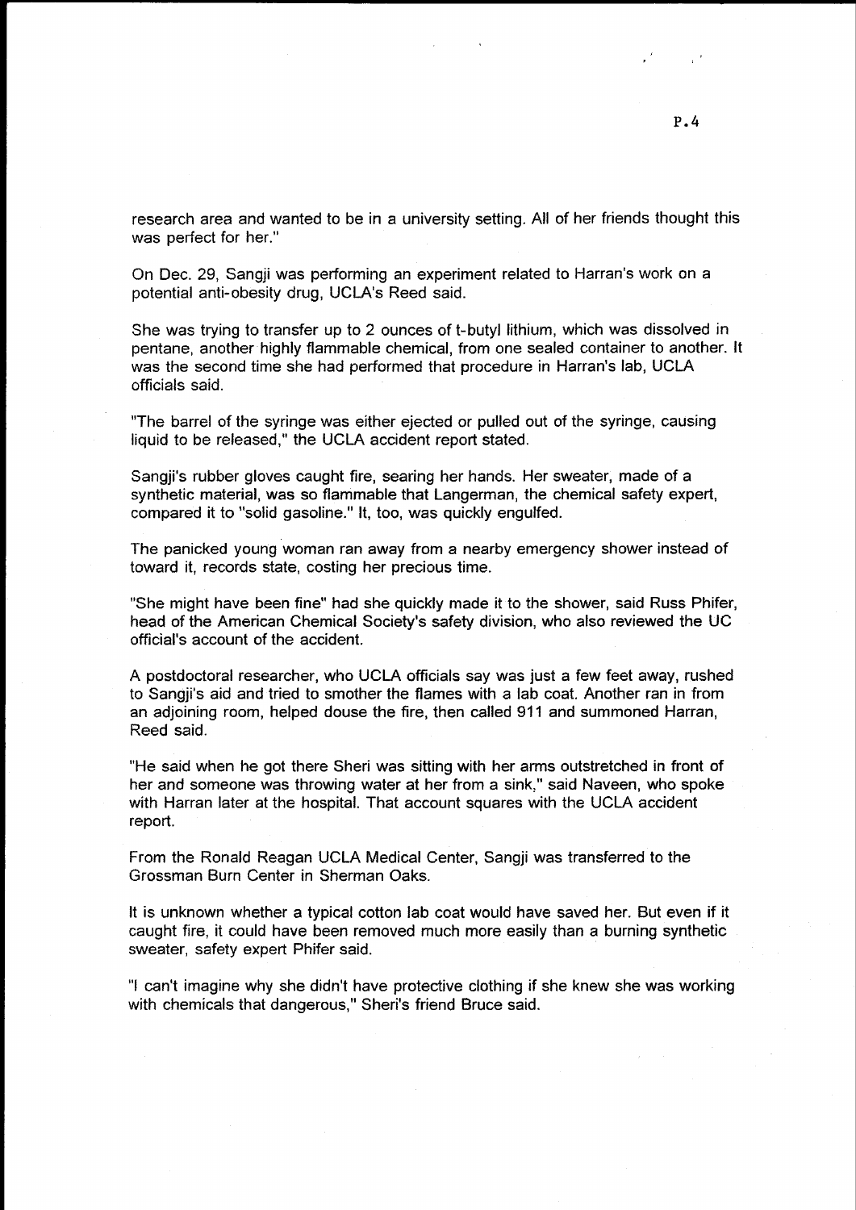research area and wanted to be in a university setting. All of her friends thought this was perfect for her."

On Dec. 29, Sangji was performing an experiment related to Harran's work on a potential anti-obesity drug, UCLA's Reed said.

She was trying to transfer up to 2 ounces of t-butyl lithium, which was dissolved in pentane, another highly flammable chemical, from one sealed container to another. It was the second time she had performed that procedure in Harran's lab, UCLA officials said.

"The barrel of the syringe was either ejected or pulled out of the syringe, causing liquid to be released," the UCLA accident report stated.

Sangji's rubber gloves caught fire, searing her hands. Her sweater, made of a synthetic material, was so flammable that Langerman, the chemical safety expert, compared it to "solid gasoline." It, too, was quickly engulfed.

The panicked young woman ran away from a nearby emergency shower instead of toward it, records state, costing her precious time.

"She might have been fine" had she quickly made it to the shower, said Russ Phifer, head of the American Chemical Society's safety division, who also reviewed the UC official's account of the accident.

A postdoctoral researcher, who UCLA officials say was just a few feet away, rushed to Sangji's aid and tried to smother the flames with a lab coat. Another ran in from an adjoining room, helped douse the fire, then called 911 and summoned Harran, Reed said.

"He said when he got there Sheri was sitting with her arms outstretched in front of her and someone was throwing water at her from a sink," said Naveen, who spoke with Harran later at the hospital. That account squares with the UCLA accident report.

From the Ronald Reagan UCLA Medical Center, Sangji was transferred to the Grossman Burn Center in Sherman Oaks.

It is unknown whether a typical cotton lab coat would have saved her. But even if it caught fire, it could have been removed much more easily than a burning synthetic sweater, safety expert Phifer said.

"I can't imagine why she didn't have protective clothing if she knew she was working with chemicals that dangerous," Sheri's friend Bruce said.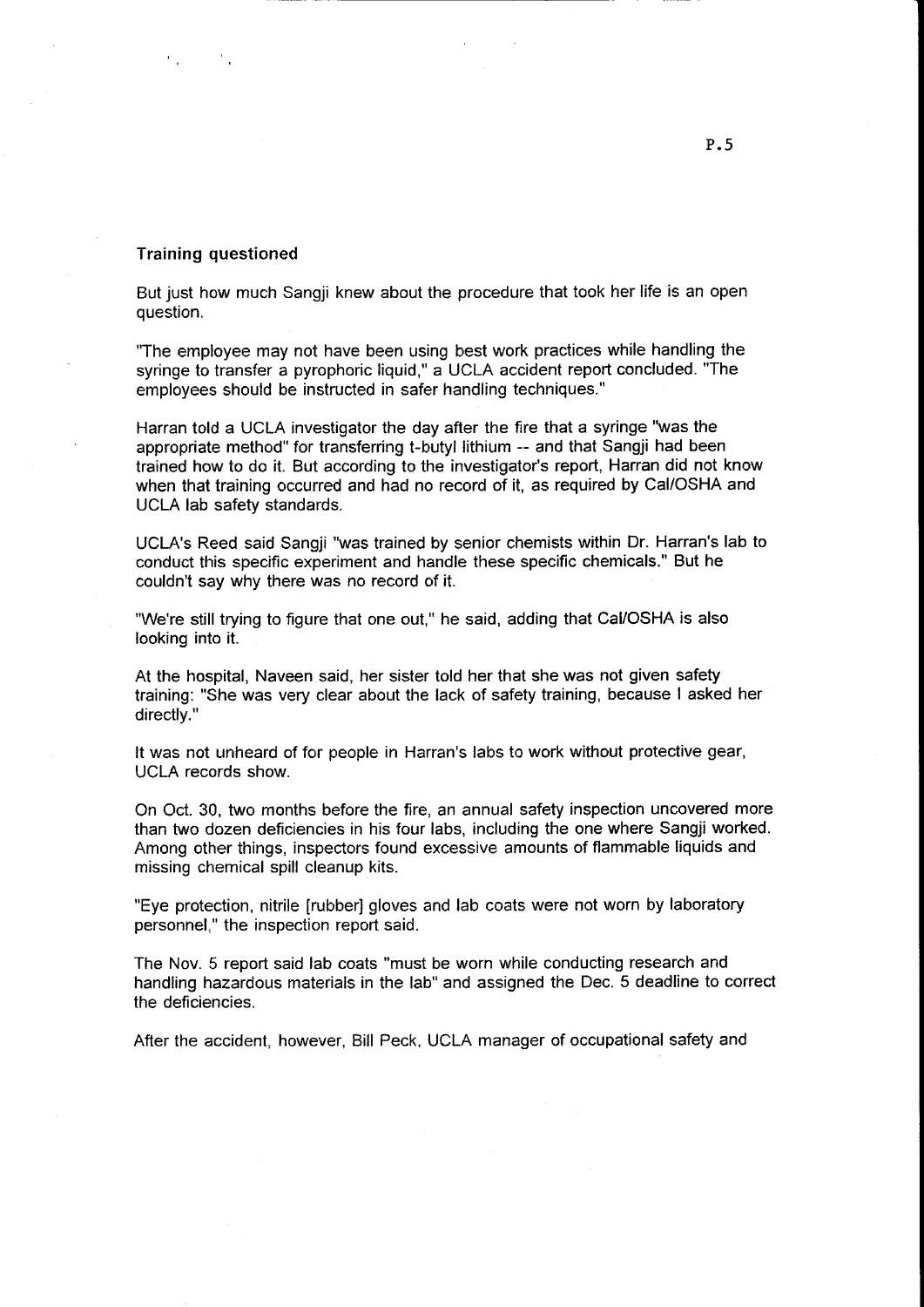### Training questioned

But just how much Sangji knew about the procedure that took her life is an open question.

"The employee may not have been using best work practices while handling the syringe to transfer a pyrophoric liquid," a UCLA accident report concluded. "The employees should be instructed in safer handling techniques."

Harran told a UCLA investigator the day after the fire that a syringe "was the appropriate method" for transferring t-butyl lithium -- and that Sangji had been trained how to do it. But according to the investigator's report, Harran did not know when that training occurred and had no record of it, as required by Cal/OSHA and UCLA lab safety standards.

UCLA's Reed said Sangji "was trained by senior chemists within Dr. Harran's lab to conduct this specific experiment and handle these specific chemicals." But he couldn't say why there was no record of it.

"We're still trying to figure that one out," he said, adding that Cal/OSHA is also looking into it.

At the hospital, Naveen said, her sister told her that she was not given safety training: "She was very clear about the lack of safety training, because I asked her directly."

It was not unheard of for people in Harran's labs to work without protective gear, UCLA records show.

On Oct. 30, two months before the fire, an annual safety inspection uncovered more than two dozen deficiencies in his four labs, including the one where Sangji worked. Among other things, inspectors found excessive amounts of flammable liquids and missing chemical spill cleanup kits.

"Eye protection, nitrile [rubber] gloves and lab coats were not worn by laboratory personnel," the inspection report said.

The Nov. 5 report said lab coats "must be worn while conducting research and handling hazardous materials in the lab" and assigned the Dec. 5 deadline to correct the deficiencies.

After the accident, however, Bill Peck, UCLA manager of occupational safety and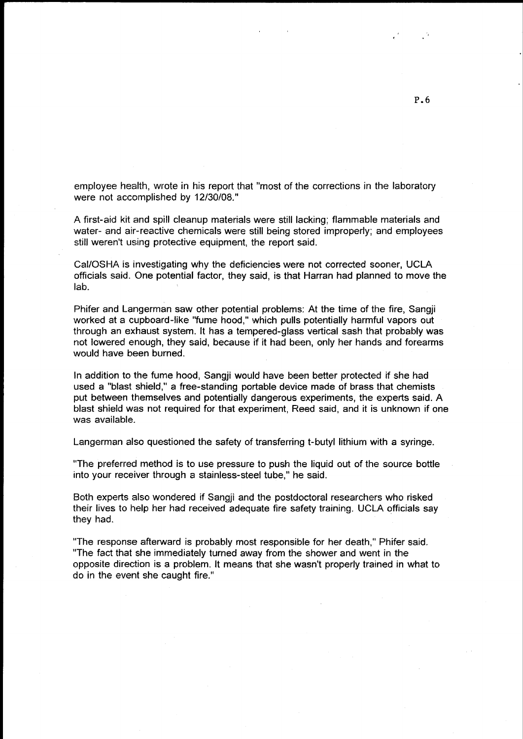employee health, wrote in his report that "most of the corrections in the laboratory were not accomplished by 12/30/08."

A first-aid kit and spill cleanup materials were still lacking; flammable materials and water- and air-reactive chemicals were still being stored improperly; and employees still weren't using protective equipment, the report said.

Cal/OSHA is investigating why the deficiencies were not corrected sooner, UCLA officials said. One potential factor, they said, is that Harran had planned to move the lab.

Phifer and Langerman saw other potential problems: At the time of the fire, Sangji worked at a cupboard-like "fume hood," which pulls potentially harmful vapors out through an exhaust system. It has a tempered-glass vertical sash that probably was not lowered enough, they said, because if it had been, only her hands and forearms would have been burned.

In addition to the fume hood, Sangji would have been better protected if she had used a "blast shield," a free-standing portable device made of brass that chemists put between themselves and potentially dangerous experiments, the experts said. A blast shield was not required for that experiment, Reed said, and it is unknown if one was available.

Langerman also questioned the safety of transferring t-butyl lithium with a syringe.

"The preferred method is to use pressure to push the liquid out of the source bottle into your receiver through a stainless-steel tube," he said.

Both experts also wondered if Sangji and the postdoctoral researchers who risked their lives to help her had received adequate fire safety training. UCLA officials say they had.

"The response afterward is probably most responsible for her death," Phifer said. "The fact that she immediately turned away from the shower and went in the opposite direction is a problem. It means that she wasn't properly trained in what to do in the event she caught fire."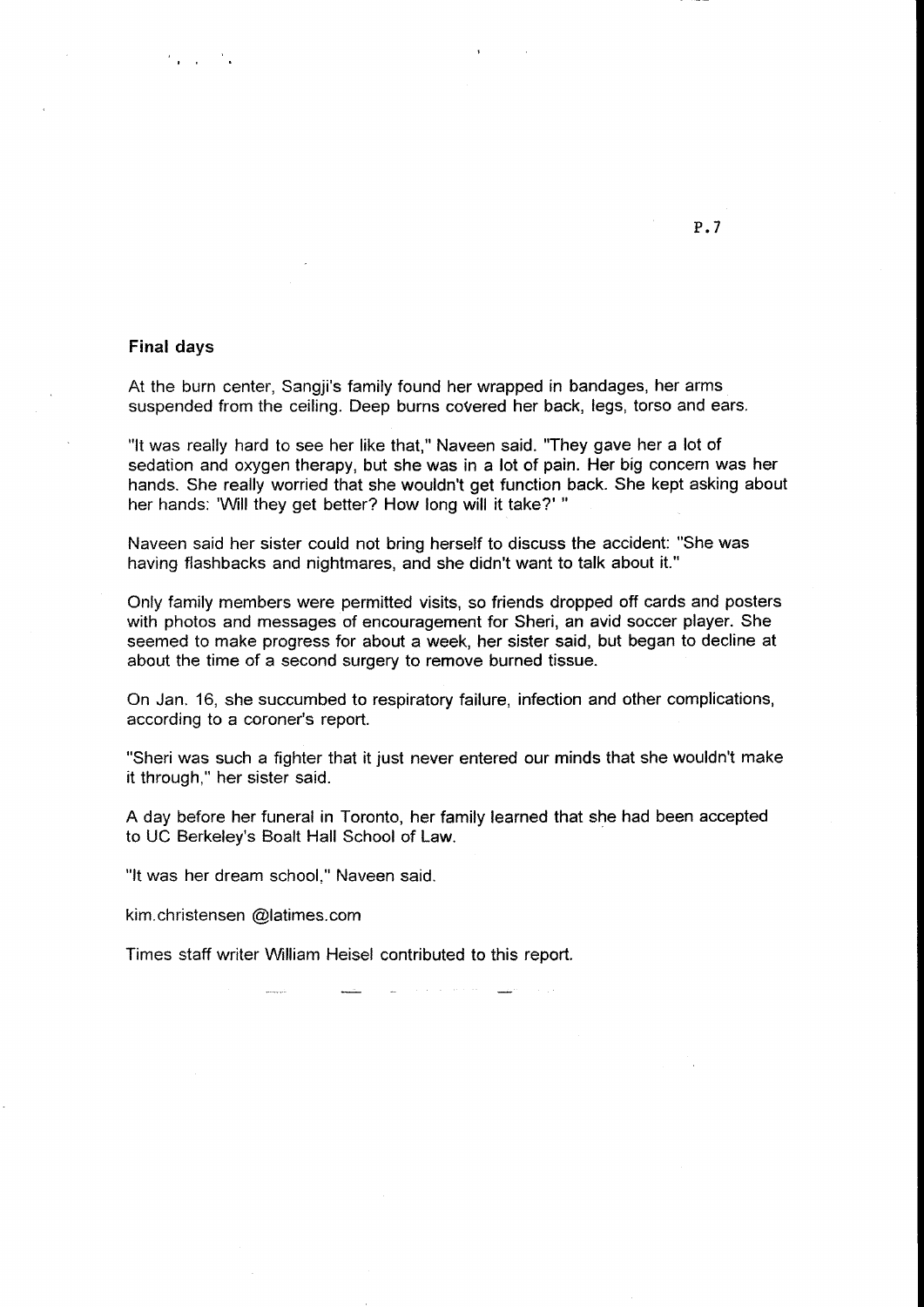## Final days

At the burn center, Sangji's family found her wrapped in bandages, her arms suspended from the ceiling. Deep burns covered her back, legs, torso and ears.

"It was really hard to see her like that," Naveen said. "They gave her a lot of sedation and oxygen therapy, but she was in a lot of pain. Her big concern was her hands. She really worried that she wouldn't get function back. She kept asking about her hands: 'Will they get better? How long will it take?' "

Naveen said her sister could not bring herself to discuss the accident: "She was having flashbacks and nightmares, and she didn't want to talk about it."

Only family members were permitted visits, so friends dropped off cards and posters with photos and messages of encouragement for Sheri, an avid soccer player. She seemed to make progress for about a week, her sister said, but began to decline at about the time of a second surgery to remove burned tissue.

On Jan. 16, she succumbed to respiratory failure, infection and other complications, according to a coroner's report.

"Sheri was such a fighter that it just never entered our minds that she wouldn't make it through," her sister said.

A day before her funeral in Toronto, her family learned that she had been accepted to UC Berkeley's Boalt Hall School of Law.

"It was her dream school," Naveen said.

kim.christensen @latimes.com

Times staff writer William Heisel contributed to this report.